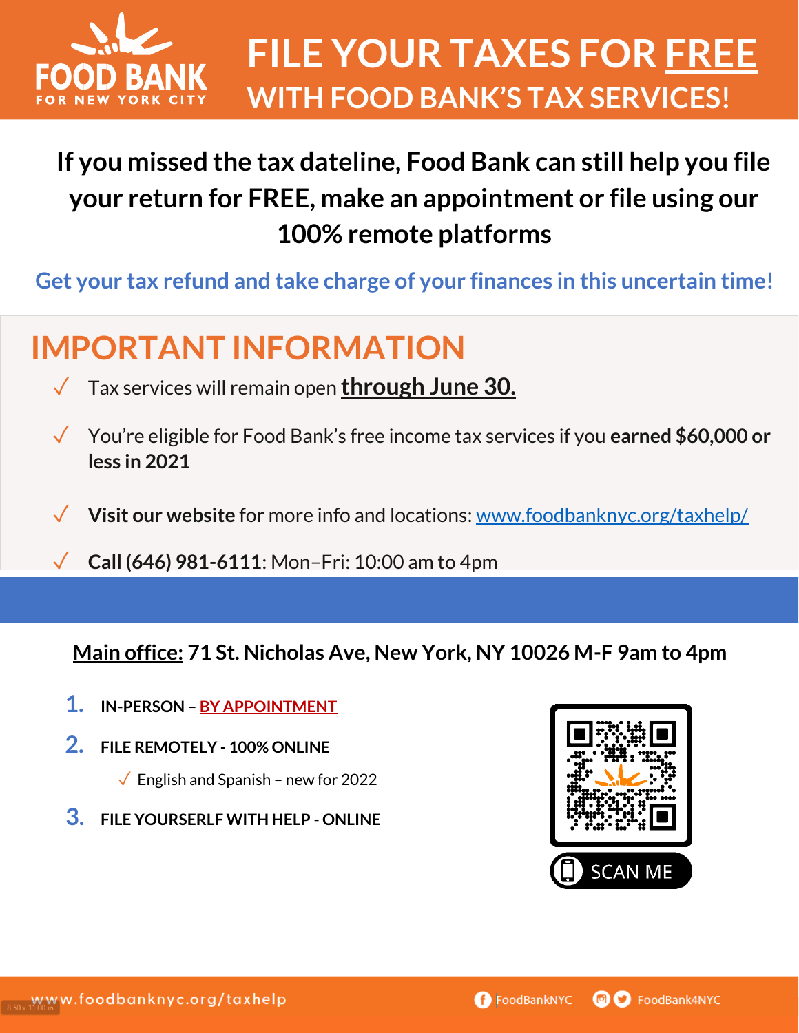# FILE YOUR TAXES FOR FREE WITH FOOD BANK'S TAX SERVICES!

FOOD BANK FOR NEW YORK CITY

**If you missed the tax dateline, Food Bank can still help you file your return for FREE, make an appointment or file using our 100% remote platforms**

Get your tax refund and take charge of your finances in this uncertain time!

## IMPORTANT INFORMATION

- ✓ Tax services will remain open **through June 30.**
- ✓ You're eligible for Food Bank's free income tax services if you **earned $60,000 or less in 2021**
- ✓ **Visit our website** for more info and locations: www.foodbanknyc.org/taxhelp/
- ✓ **Call (646) 981-6111**: Mon–Fri: 10:00 am to 4pm

**Main office: 71 St. Nicholas Ave, New York, NY 10026 M-F 9am to 4pm**

1. **IN-PERSON – BY APPOINTMENT**
2. **FILE REMOTELY - 100% ONLINE**
   - ✓ English and Spanish – new for 2022
3. **FILE YOURSERLF WITH HELP - ONLINE**

SCAN ME

www.foodbanknyc.org/taxhelp

FoodBankNYC FoodBank4NYC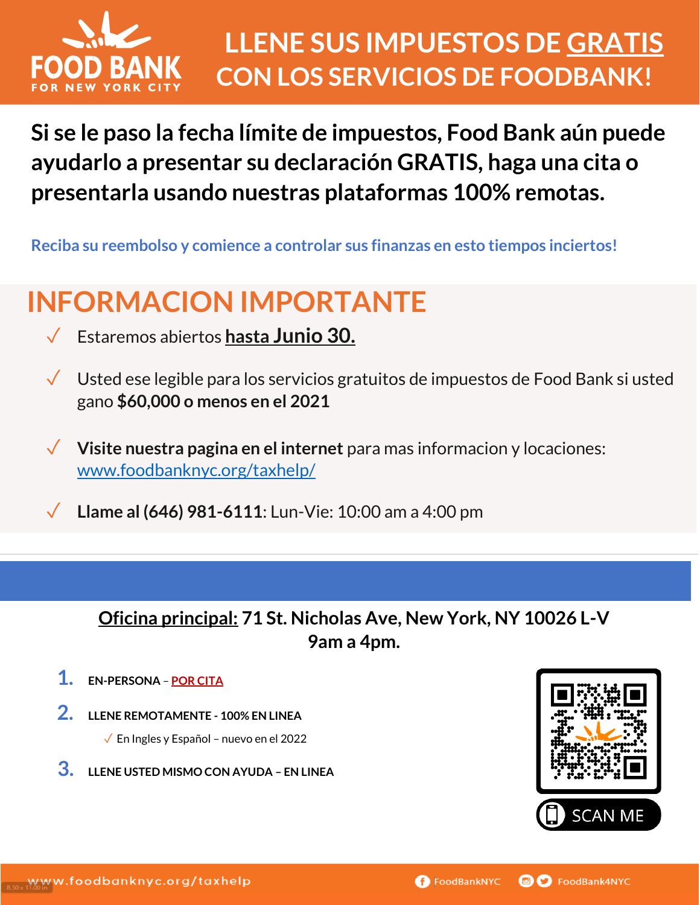FOOD BANK FOR NEW YORK CITY

# LLENE SUS IMPUESTOS DE GRATIS CON LOS SERVICIOS DE FOODBANK!

**Si se le paso la fecha límite de impuestos, Food Bank aún puede ayudarlo a presentar su declaración GRATIS, haga una cita o presentarla usando nuestras plataformas 100% remotas.**

**Reciba su reembolso y comience a controlar sus finanzas en esto tiempos inciertos!**

## INFORMACION IMPORTANTE

- ✓ Estaremos abiertos **hasta Junio 30.**
- ✓ Usted ese legible para los servicios gratuitos de impuestos de Food Bank si usted gano **$60,000 o menos en el 2021**
- ✓ **Visite nuestra pagina en el internet** para mas informacion y locaciones: www.foodbanknyc.org/taxhelp/
- ✓ **Llame al (646) 981-6111**: Lun-Vie: 10:00 am a 4:00 pm

**Oficina principal: 71 St. Nicholas Ave, New York, NY 10026 L-V 9am a 4pm.**

1. **EN-PERSONA – POR CITA**
2. **LLENE REMOTAMENTE - 100% EN LINEA**
   - ✓ En Ingles y Español – nuevo en el 2022
3. **LLENE USTED MISMO CON AYUDA – EN LINEA**

SCAN ME

www.foodbanknyc.org/taxhelp FoodBankNYC FoodBank4NYC